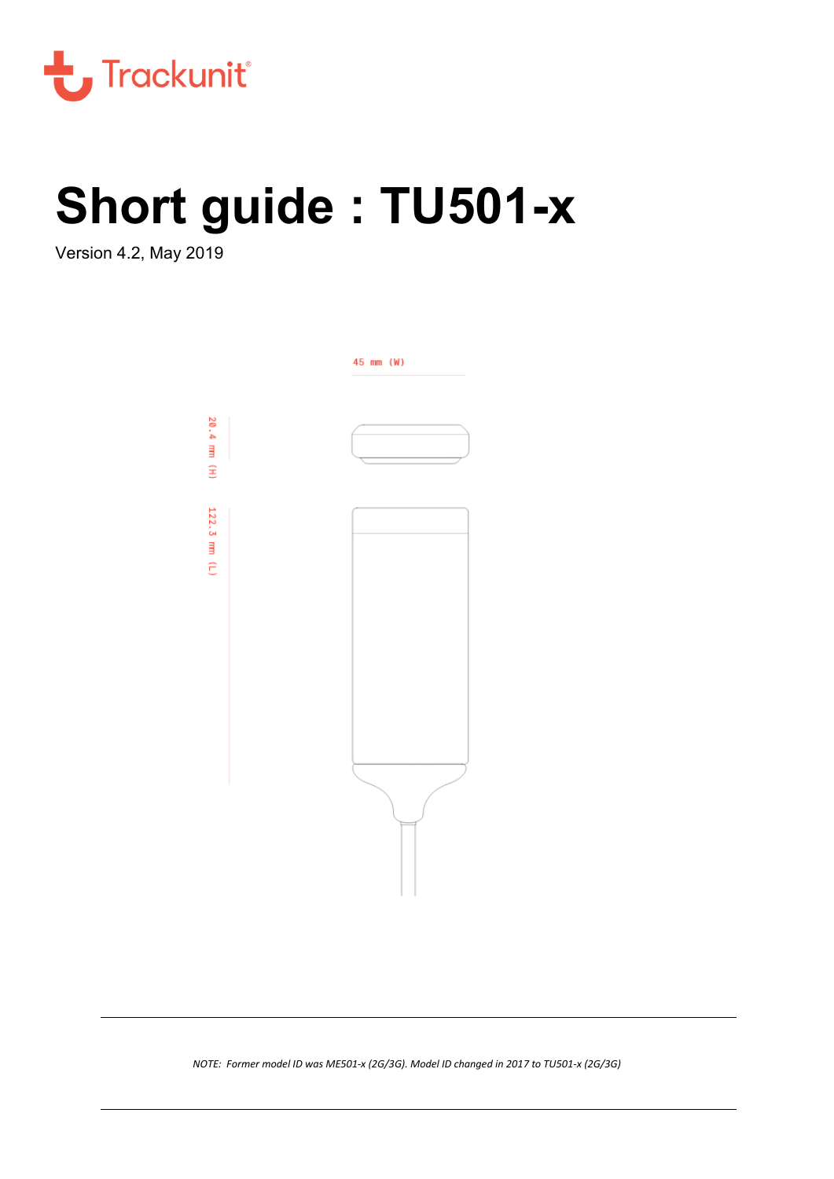Trackunit®

# Short guide : TU501-x

Version 4.2, May 2019

45 mm (W)

20.4 mm (H)

122.3 mm (L)

*NOTE: Former model ID was ME501-x (2G/3G). Model ID changed in 2017 to TU501-x (2G/3G)*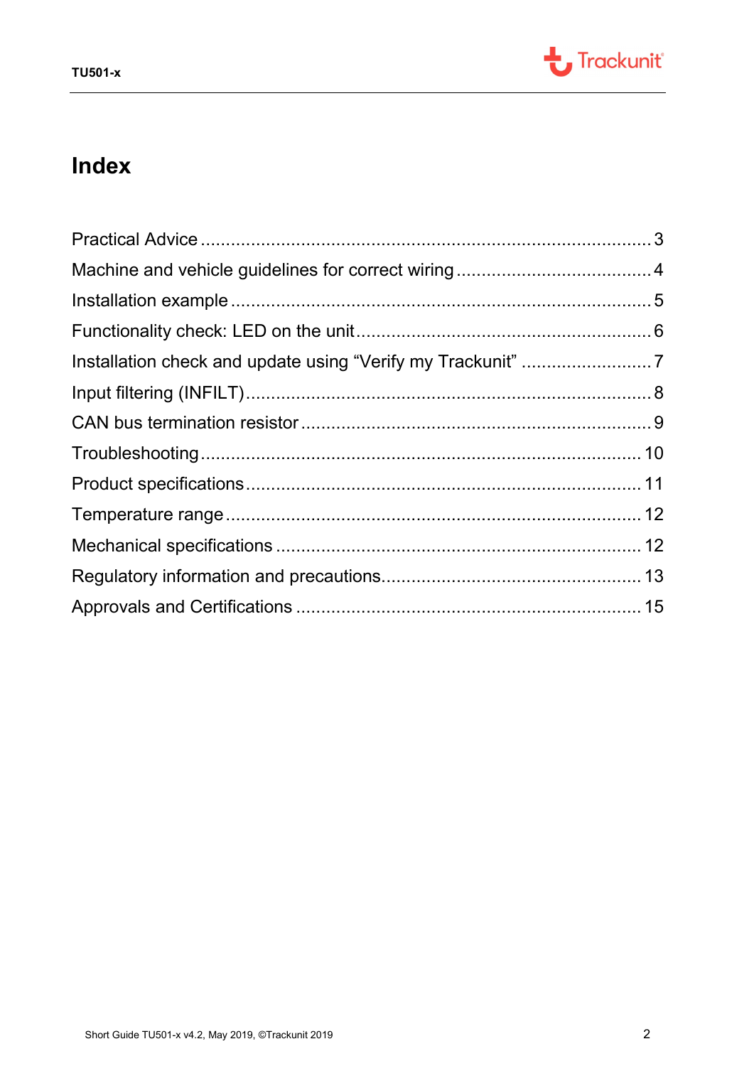# Index

Practical Advice ........................................................................................ 3
Machine and vehicle guidelines for correct wiring ....................................... 4
Installation example .................................................................................. 5
Functionality check: LED on the unit .......................................................... 6
Installation check and update using "Verify my Trackunit" .......................... 7
Input filtering (INFILT) ............................................................................... 8
CAN bus termination resistor ..................................................................... 9
Troubleshooting ....................................................................................... 10
Product specifications .............................................................................. 11
Temperature range .................................................................................. 12
Mechanical specifications ........................................................................ 12
Regulatory information and precautions .................................................... 13
Approvals and Certifications .................................................................... 15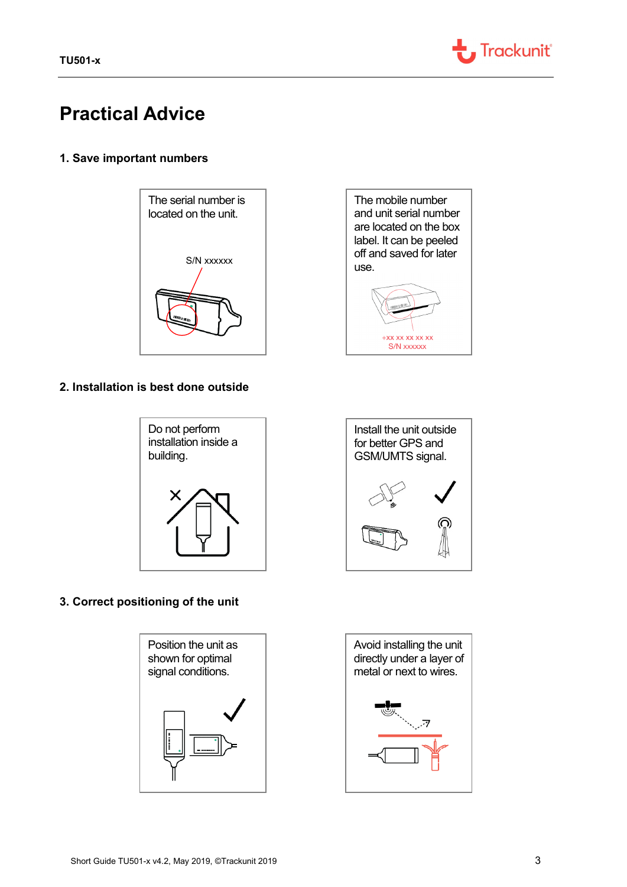# Practical Advice

## 1. Save important numbers

The serial number is located on the unit.

S/N xxxxxx

The mobile number and unit serial number are located on the box label. It can be peeled off and saved for later use.

+xx xx xx xx xx
S/N xxxxxx

## 2. Installation is best done outside

Do not perform installation inside a building.

Install the unit outside for better GPS and GSM/UMTS signal.

## 3. Correct positioning of the unit

Position the unit as shown for optimal signal conditions.

Avoid installing the unit directly under a layer of metal or next to wires.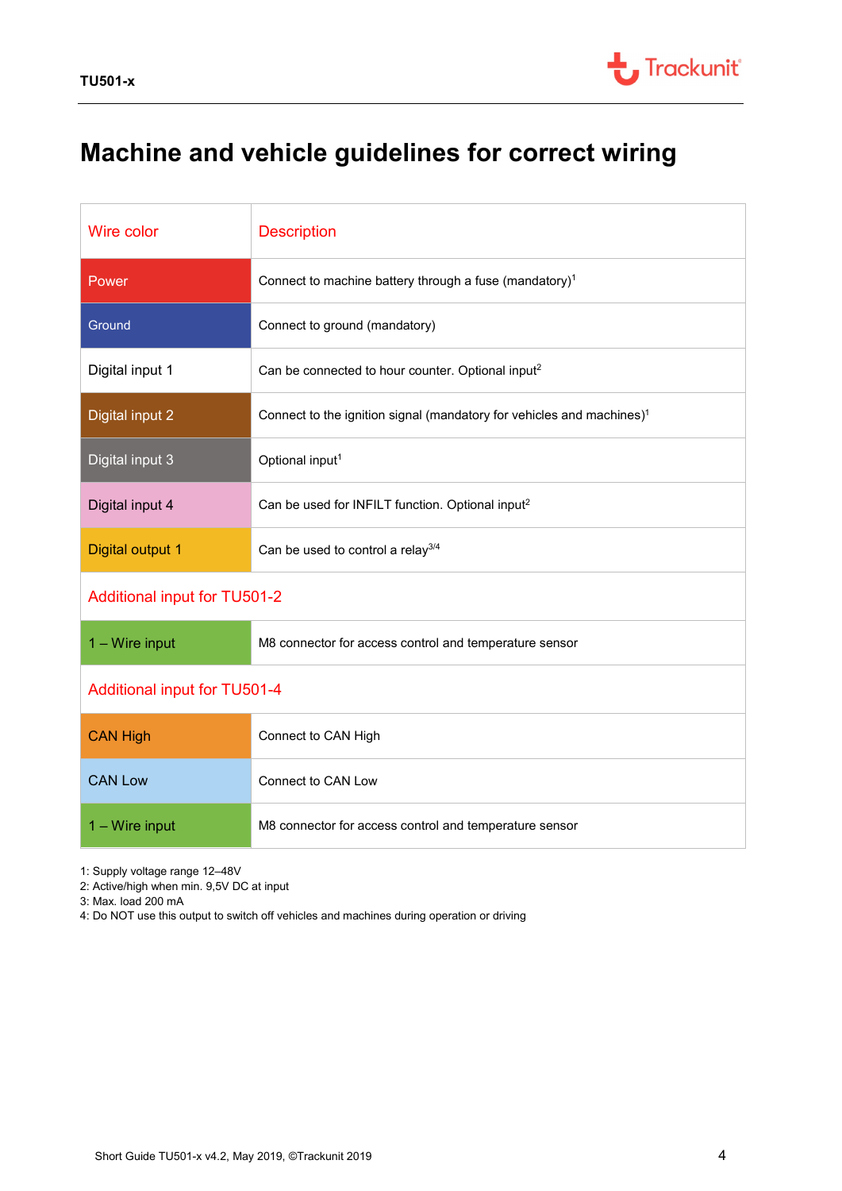# Machine and vehicle guidelines for correct wiring

| Wire color | Description |
|---|---|
| Power | Connect to machine battery through a fuse (mandatory)[1] |
| Ground | Connect to ground (mandatory) |
| Digital input 1 | Can be connected to hour counter. Optional input[2] |
| Digital input 2 | Connect to the ignition signal (mandatory for vehicles and machines)[1] |
| Digital input 3 | Optional input[1] |
| Digital input 4 | Can be used for INFILT function. Optional input[2] |
| Digital output 1 | Can be used to control a relay[3/4] |
| **Additional input for TU501-2** | |
| 1 – Wire input | M8 connector for access control and temperature sensor |
| **Additional input for TU501-4** | |
| CAN High | Connect to CAN High |
| CAN Low | Connect to CAN Low |
| 1 – Wire input | M8 connector for access control and temperature sensor |

1: Supply voltage range 12–48V
2: Active/high when min. 9,5V DC at input
3: Max. load 200 mA
4: Do NOT use this output to switch off vehicles and machines during operation or driving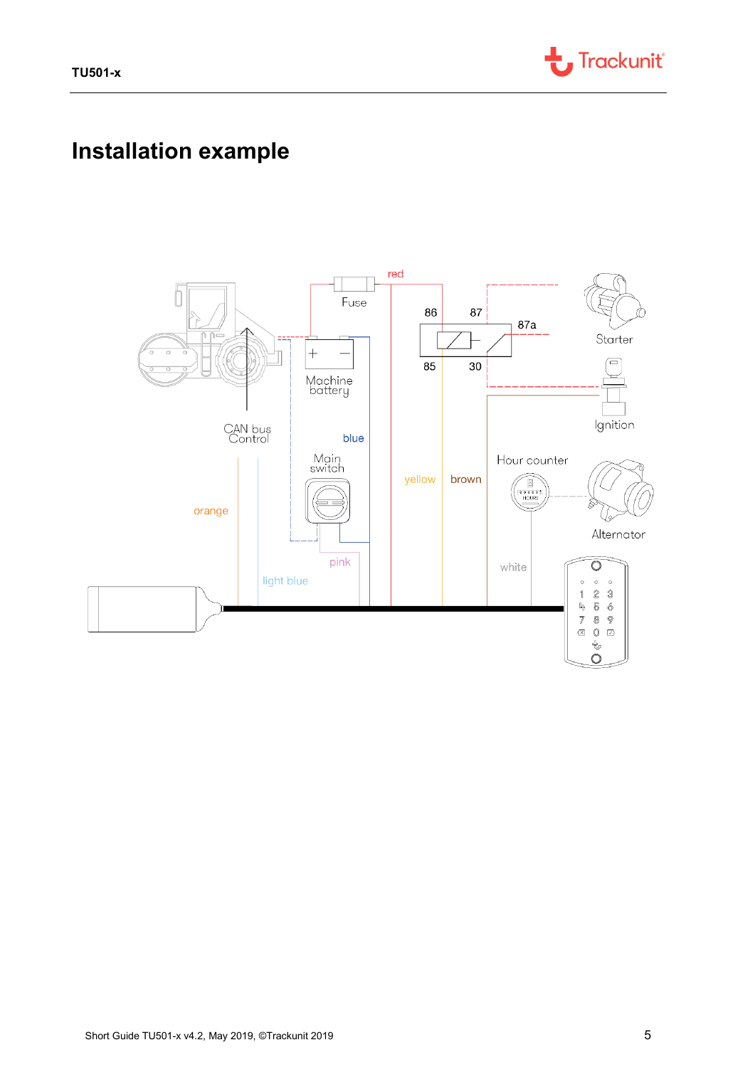# Installation example

Fuse

red

86 87

87a

Starter

85 30

Machine battery

Ignition

CAN bus Control

blue

Main switch

Hour counter

yellow

brown

orange

Alternator

pink

white

light blue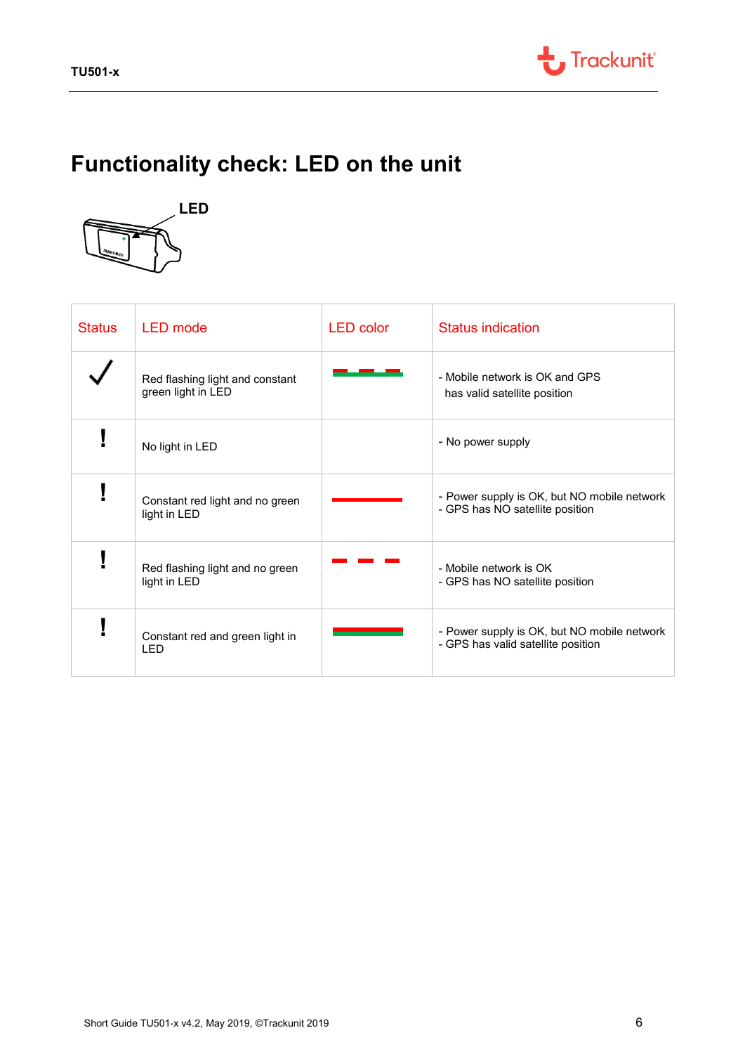# Functionality check: LED on the unit

LED

| Status | LED mode | LED color | Status indication |
|---|---|---|---|
| ✓ | Red flashing light and constant green light in LED | | - Mobile network is OK and GPS has valid satellite position |
| ! | No light in LED | | - No power supply |
| ! | Constant red light and no green light in LED | | - Power supply is OK, but NO mobile network<br>- GPS has NO satellite position |
| ! | Red flashing light and no green light in LED | | - Mobile network is OK<br>- GPS has NO satellite position |
| ! | Constant red and green light in LED | | - Power supply is OK, but NO mobile network<br>- GPS has valid satellite position |

Short Guide TU501-x v4.2, May 2019, ©Trackunit 2019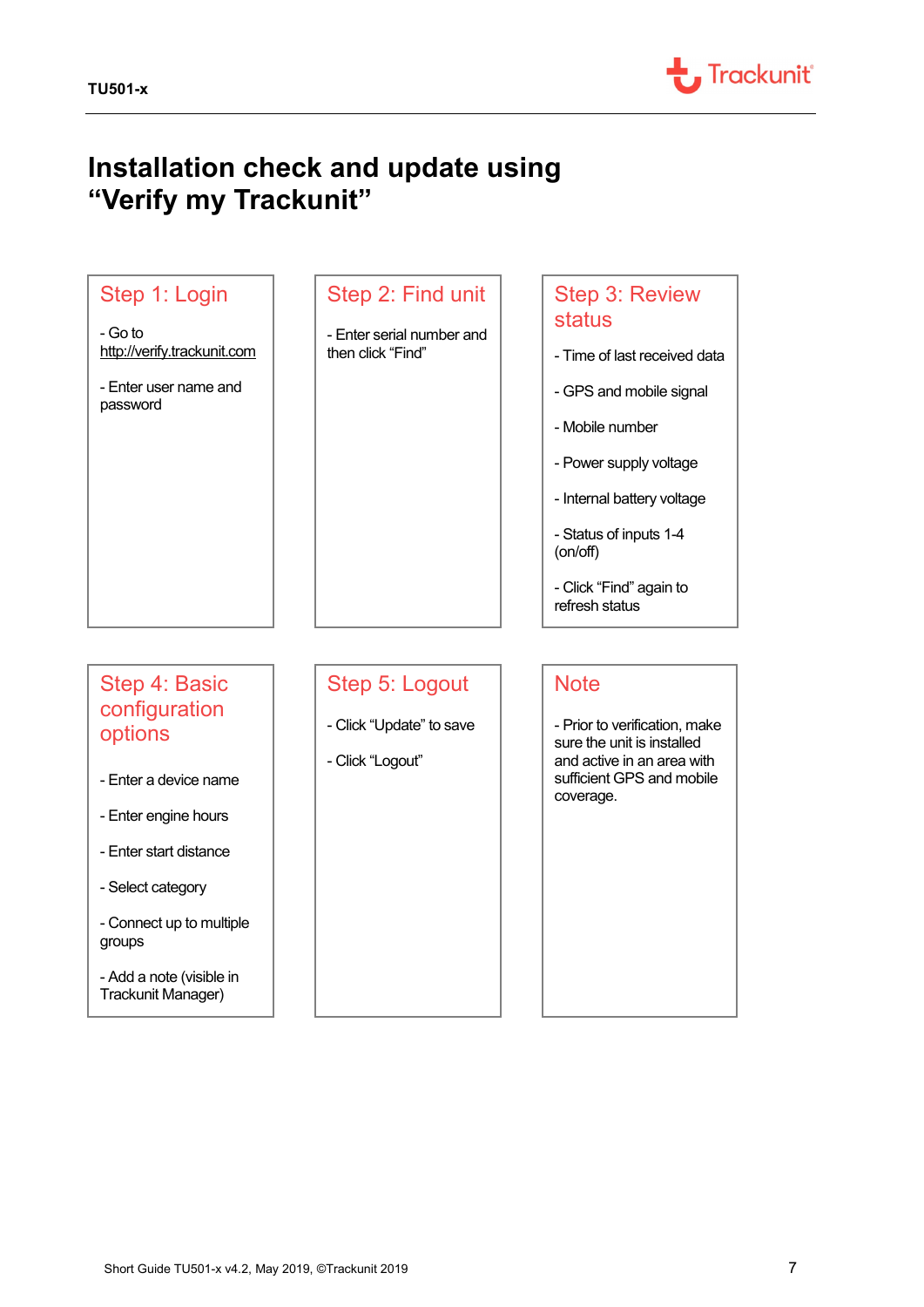# Installation check and update using “Verify my Trackunit”

## Step 1: Login

- Go to http://verify.trackunit.com
- Enter user name and password

## Step 2: Find unit

- Enter serial number and then click “Find”

## Step 3: Review status

- Time of last received data
- GPS and mobile signal
- Mobile number
- Power supply voltage
- Internal battery voltage
- Status of inputs 1-4 (on/off)
- Click “Find” again to refresh status

## Step 4: Basic configuration options

- Enter a device name
- Enter engine hours
- Enter start distance
- Select category
- Connect up to multiple groups
- Add a note (visible in Trackunit Manager)

## Step 5: Logout

- Click “Update” to save
- Click “Logout”

## Note

- Prior to verification, make sure the unit is installed and active in an area with sufficient GPS and mobile coverage.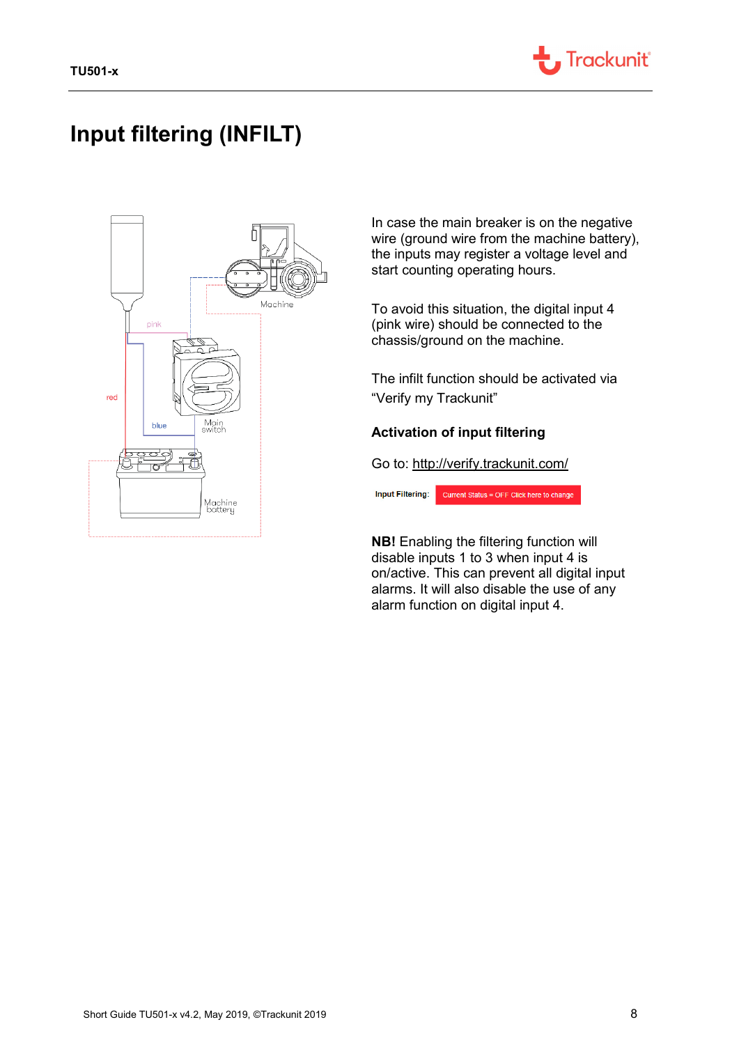# Input filtering (INFILT)

pink

red

blue

Main switch

Machine

Machine battery

In case the main breaker is on the negative wire (ground wire from the machine battery), the inputs may register a voltage level and start counting operating hours.

To avoid this situation, the digital input 4 (pink wire) should be connected to the chassis/ground on the machine.

The infilt function should be activated via “Verify my Trackunit”

## Activation of input filtering

Go to: http://verify.trackunit.com/

Input Filtering: Current Status = OFF Click here to change

**NB!** Enabling the filtering function will disable inputs 1 to 3 when input 4 is on/active. This can prevent all digital input alarms. It will also disable the use of any alarm function on digital input 4.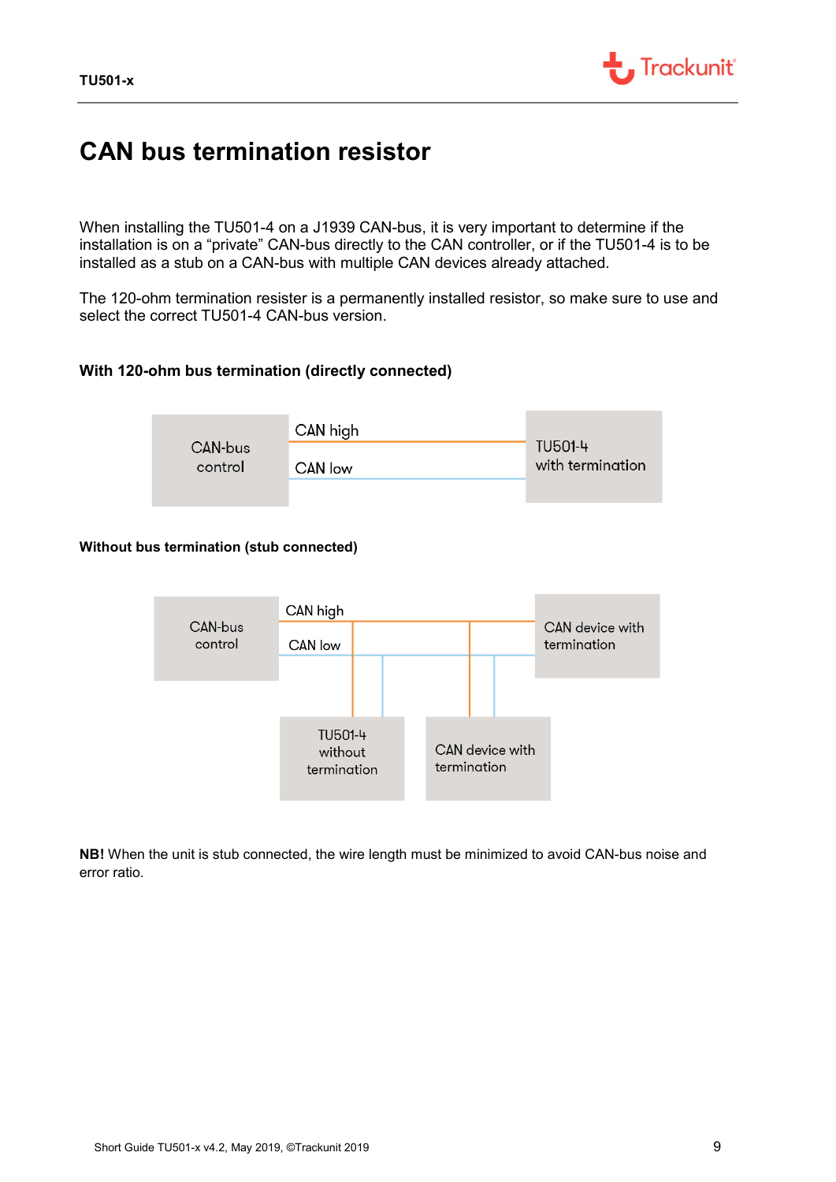# CAN bus termination resistor

When installing the TU501-4 on a J1939 CAN-bus, it is very important to determine if the installation is on a “private” CAN-bus directly to the CAN controller, or if the TU501-4 is to be installed as a stub on a CAN-bus with multiple CAN devices already attached.

The 120-ohm termination resister is a permanently installed resistor, so make sure to use and select the correct TU501-4 CAN-bus version.

**With 120-ohm bus termination (directly connected)**

CAN-bus control

CAN high

CAN low

TU501-4 with termination

**Without bus termination (stub connected)**

CAN-bus control

CAN high

CAN low

CAN device with termination

TU501-4 without termination

CAN device with termination

**NB!** When the unit is stub connected, the wire length must be minimized to avoid CAN-bus noise and error ratio.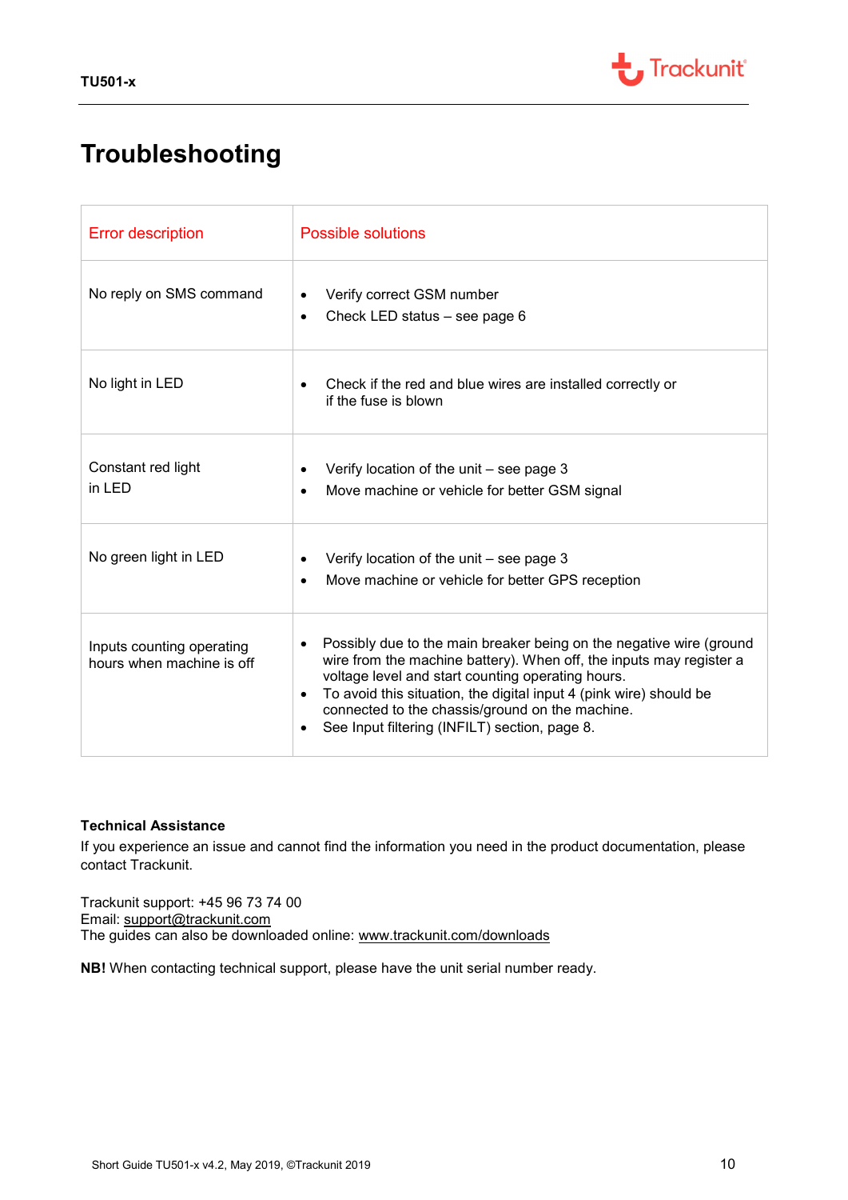# Troubleshooting

| Error description | Possible solutions |
|---|---|
| No reply on SMS command | • Verify correct GSM number<br>• Check LED status – see page 6 |
| No light in LED | • Check if the red and blue wires are installed correctly or if the fuse is blown |
| Constant red light in LED | • Verify location of the unit – see page 3<br>• Move machine or vehicle for better GSM signal |
| No green light in LED | • Verify location of the unit – see page 3<br>• Move machine or vehicle for better GPS reception |
| Inputs counting operating hours when machine is off | • Possibly due to the main breaker being on the negative wire (ground wire from the machine battery). When off, the inputs may register a voltage level and start counting operating hours.<br>• To avoid this situation, the digital input 4 (pink wire) should be connected to the chassis/ground on the machine.<br>• See Input filtering (INFILT) section, page 8. |

**Technical Assistance**

If you experience an issue and cannot find the information you need in the product documentation, please contact Trackunit.

Trackunit support: +45 96 73 74 00
Email: support@trackunit.com
The guides can also be downloaded online: www.trackunit.com/downloads

**NB!** When contacting technical support, please have the unit serial number ready.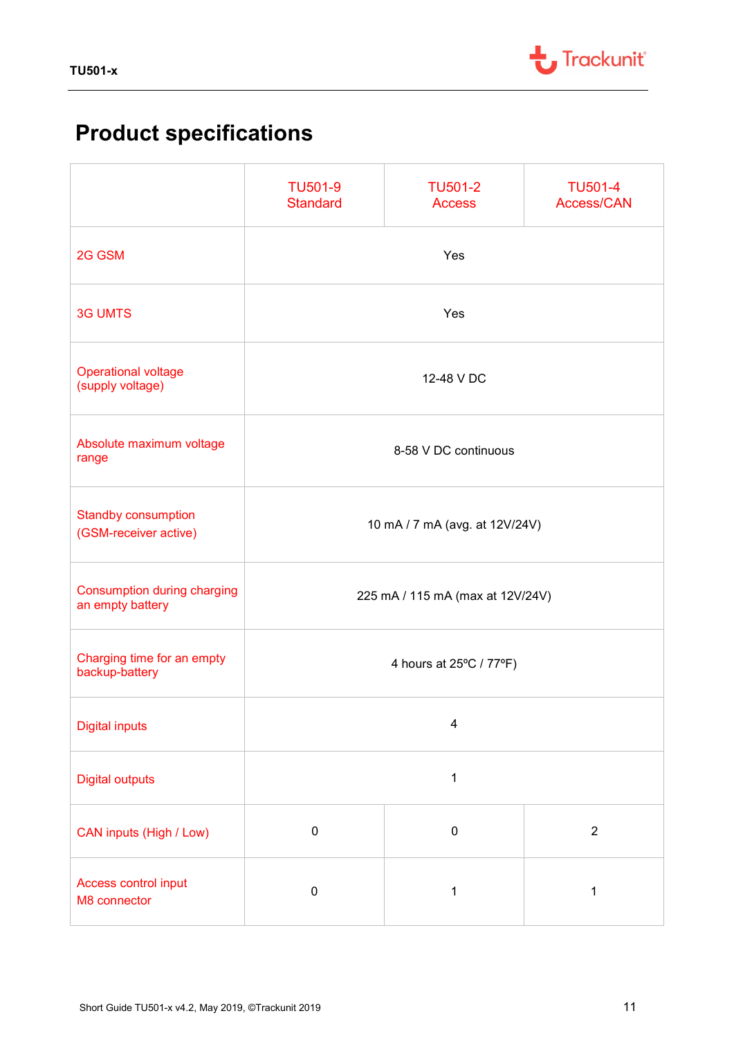# Product specifications

| | TU501-9 Standard | TU501-2 Access | TU501-4 Access/CAN |
|---|---|---|---|
| 2G GSM | Yes | | |
| 3G UMTS | Yes | | |
| Operational voltage (supply voltage) | 12-48 V DC | | |
| Absolute maximum voltage range | 8-58 V DC continuous | | |
| Standby consumption (GSM-receiver active) | 10 mA / 7 mA (avg. at 12V/24V) | | |
| Consumption during charging an empty battery | 225 mA / 115 mA (max at 12V/24V) | | |
| Charging time for an empty backup-battery | 4 hours at 25ºC / 77ºF) | | |
| Digital inputs | 4 | | |
| Digital outputs | 1 | | |
| CAN inputs (High / Low) | 0 | 0 | 2 |
| Access control input M8 connector | 0 | 1 | 1 |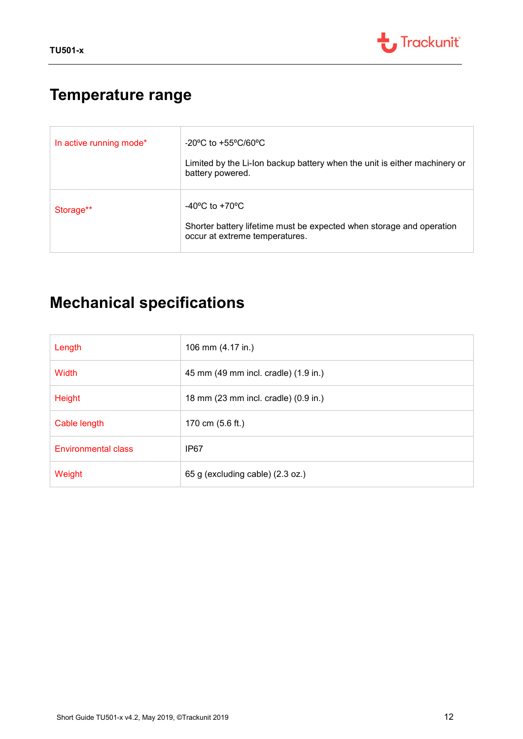# Temperature range

| | |
|---|---|
| In active running mode* | -20ºC to +55ºC/60ºC<br><br>Limited by the Li-Ion backup battery when the unit is either machinery or battery powered. |
| Storage** | -40ºC to +70ºC<br><br>Shorter battery lifetime must be expected when storage and operation occur at extreme temperatures. |

# Mechanical specifications

| | |
|---|---|
| Length | 106 mm (4.17 in.) |
| Width | 45 mm (49 mm incl. cradle) (1.9 in.) |
| Height | 18 mm (23 mm incl. cradle) (0.9 in.) |
| Cable length | 170 cm (5.6 ft.) |
| Environmental class | IP67 |
| Weight | 65 g (excluding cable) (2.3 oz.) |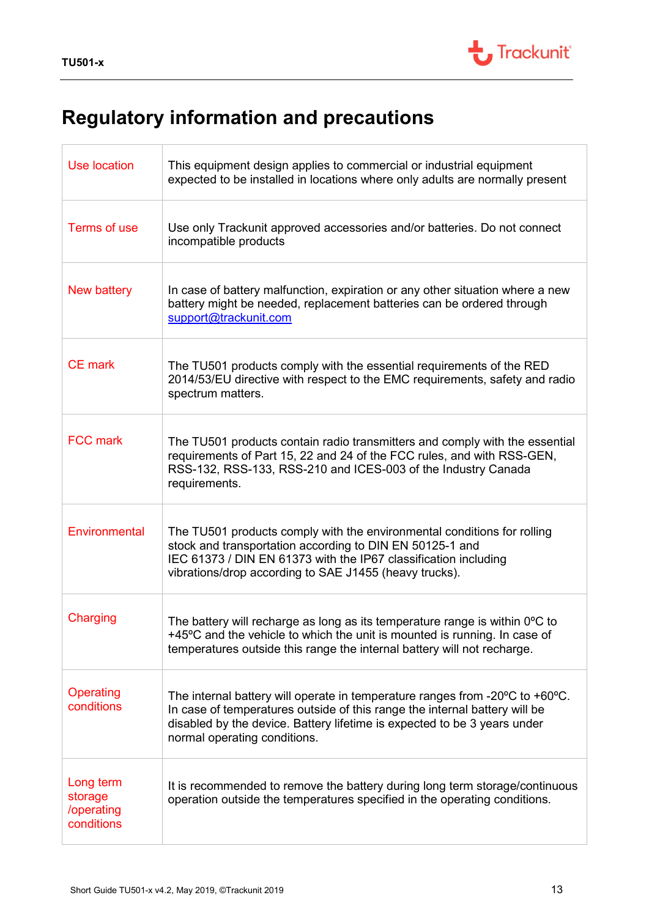# Regulatory information and precautions

| | |
|---|---|
| Use location | This equipment design applies to commercial or industrial equipment expected to be installed in locations where only adults are normally present |
| Terms of use | Use only Trackunit approved accessories and/or batteries. Do not connect incompatible products |
| New battery | In case of battery malfunction, expiration or any other situation where a new battery might be needed, replacement batteries can be ordered through support@trackunit.com |
| CE mark | The TU501 products comply with the essential requirements of the RED 2014/53/EU directive with respect to the EMC requirements, safety and radio spectrum matters. |
| FCC mark | The TU501 products contain radio transmitters and comply with the essential requirements of Part 15, 22 and 24 of the FCC rules, and with RSS-GEN, RSS-132, RSS-133, RSS-210 and ICES-003 of the Industry Canada requirements. |
| Environmental | The TU501 products comply with the environmental conditions for rolling stock and transportation according to DIN EN 50125-1 and IEC 61373 / DIN EN 61373 with the IP67 classification including vibrations/drop according to SAE J1455 (heavy trucks). |
| Charging | The battery will recharge as long as its temperature range is within 0ºC to +45ºC and the vehicle to which the unit is mounted is running. In case of temperatures outside this range the internal battery will not recharge. |
| Operating conditions | The internal battery will operate in temperature ranges from -20ºC to +60ºC. In case of temperatures outside of this range the internal battery will be disabled by the device. Battery lifetime is expected to be 3 years under normal operating conditions. |
| Long term storage /operating conditions | It is recommended to remove the battery during long term storage/continuous operation outside the temperatures specified in the operating conditions. |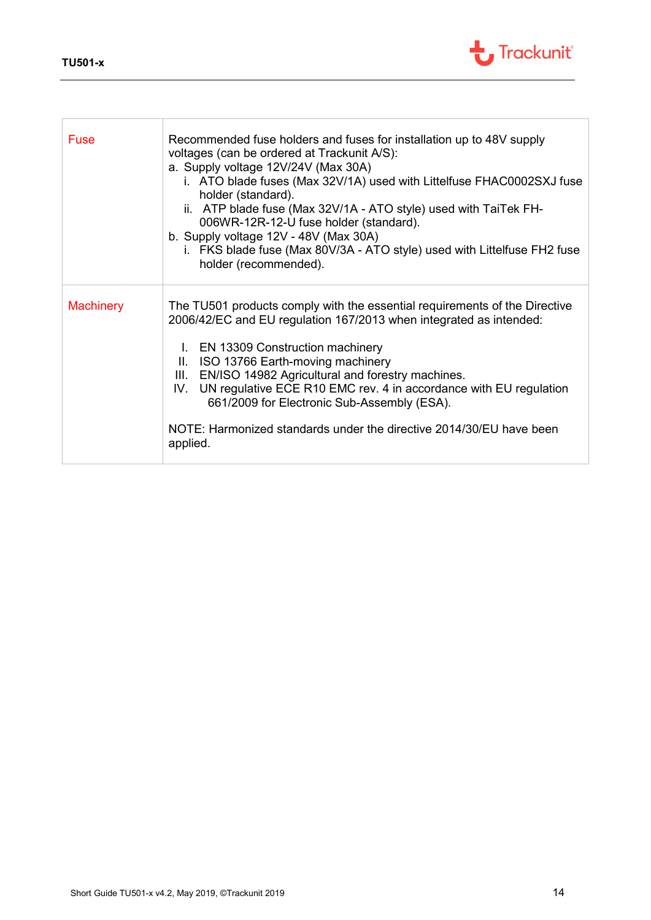| | |
|---|---|
| Fuse | Recommended fuse holders and fuses for installation up to 48V supply voltages (can be ordered at Trackunit A/S):<br>a. Supply voltage 12V/24V (Max 30A)<br>i. ATO blade fuses (Max 32V/1A) used with Littelfuse FHAC0002SXJ fuse holder (standard).<br>ii. ATP blade fuse (Max 32V/1A - ATO style) used with TaiTek FH-006WR-12R-12-U fuse holder (standard).<br>b. Supply voltage 12V - 48V (Max 30A)<br>i. FKS blade fuse (Max 80V/3A - ATO style) used with Littelfuse FH2 fuse holder (recommended). |
| Machinery | The TU501 products comply with the essential requirements of the Directive 2006/42/EC and EU regulation 167/2013 when integrated as intended:<br><br>I. EN 13309 Construction machinery<br>II. ISO 13766 Earth-moving machinery<br>III. EN/ISO 14982 Agricultural and forestry machines.<br>IV. UN regulative ECE R10 EMC rev. 4 in accordance with EU regulation 661/2009 for Electronic Sub-Assembly (ESA).<br><br>NOTE: Harmonized standards under the directive 2014/30/EU have been applied. |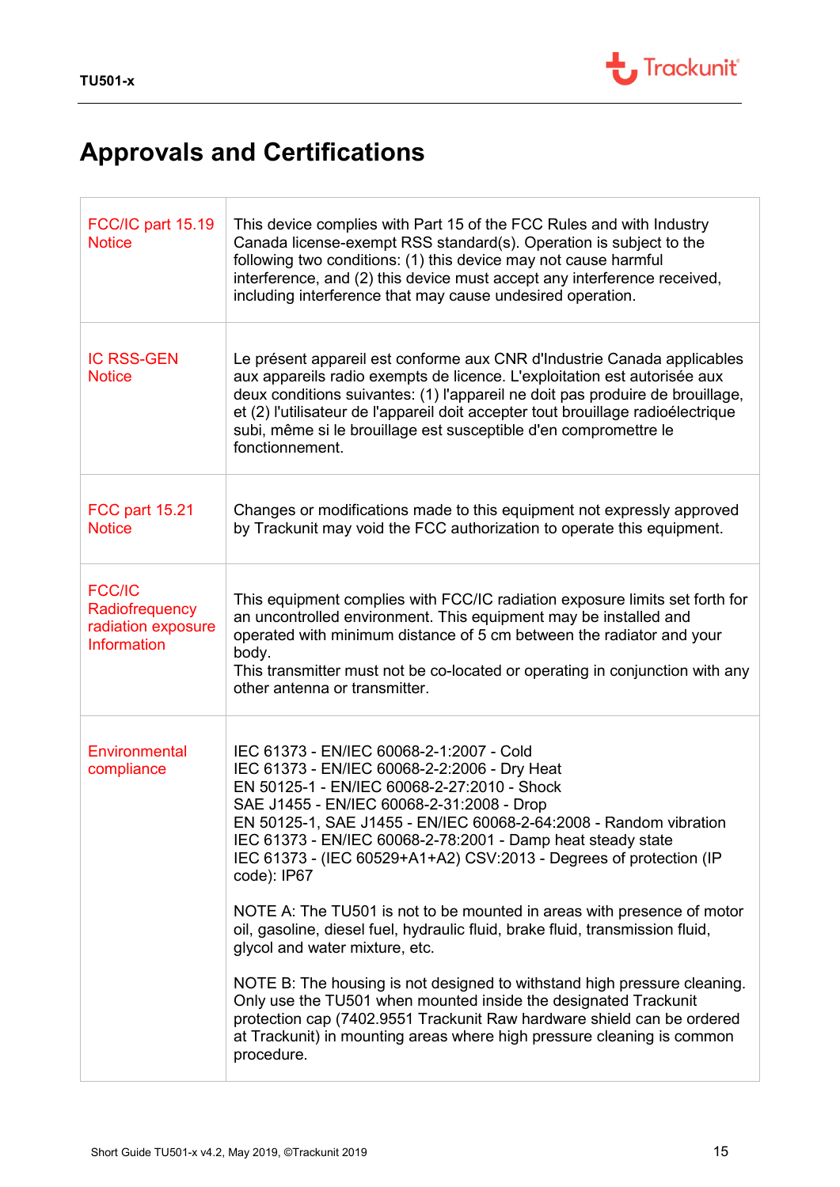# Approvals and Certifications

| | |
|---|---|
| FCC/IC part 15.19 Notice | This device complies with Part 15 of the FCC Rules and with Industry Canada license-exempt RSS standard(s). Operation is subject to the following two conditions: (1) this device may not cause harmful interference, and (2) this device must accept any interference received, including interference that may cause undesired operation. |
| IC RSS-GEN Notice | Le présent appareil est conforme aux CNR d'Industrie Canada applicables aux appareils radio exempts de licence. L'exploitation est autorisée aux deux conditions suivantes: (1) l'appareil ne doit pas produire de brouillage, et (2) l'utilisateur de l'appareil doit accepter tout brouillage radioélectrique subi, même si le brouillage est susceptible d'en compromettre le fonctionnement. |
| FCC part 15.21 Notice | Changes or modifications made to this equipment not expressly approved by Trackunit may void the FCC authorization to operate this equipment. |
| FCC/IC Radiofrequency radiation exposure Information | This equipment complies with FCC/IC radiation exposure limits set forth for an uncontrolled environment. This equipment may be installed and operated with minimum distance of 5 cm between the radiator and your body.<br>This transmitter must not be co-located or operating in conjunction with any other antenna or transmitter. |
| Environmental compliance | IEC 61373 - EN/IEC 60068-2-1:2007 - Cold<br>IEC 61373 - EN/IEC 60068-2-2:2006 - Dry Heat<br>EN 50125-1 - EN/IEC 60068-2-27:2010 - Shock<br>SAE J1455 - EN/IEC 60068-2-31:2008 - Drop<br>EN 50125-1, SAE J1455 - EN/IEC 60068-2-64:2008 - Random vibration<br>IEC 61373 - EN/IEC 60068-2-78:2001 - Damp heat steady state<br>IEC 61373 - (IEC 60529+A1+A2) CSV:2013 - Degrees of protection (IP code): IP67<br><br>NOTE A: The TU501 is not to be mounted in areas with presence of motor oil, gasoline, diesel fuel, hydraulic fluid, brake fluid, transmission fluid, glycol and water mixture, etc.<br><br>NOTE B: The housing is not designed to withstand high pressure cleaning. Only use the TU501 when mounted inside the designated Trackunit protection cap (7402.9551 Trackunit Raw hardware shield can be ordered at Trackunit) in mounting areas where high pressure cleaning is common procedure. |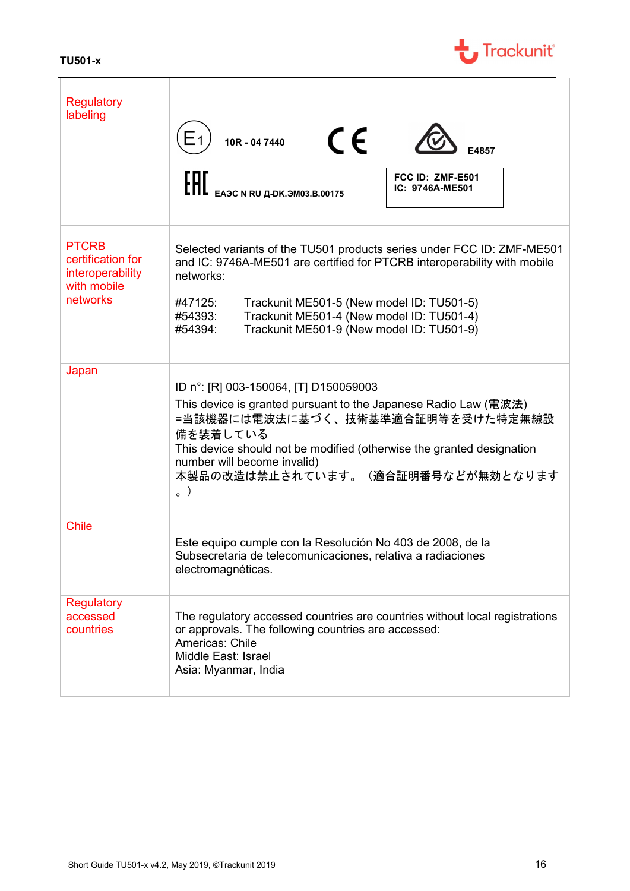| | |
|---|---|
| Regulatory labeling | E1 10R - 04 7440 CE E4857 FCC ID: ZMF-E501 IC: 9746A-ME501 EAC ЕАЭС N RU Д-DK.ЭМ03.В.00175 |
| PTCRB certification for interoperability with mobile networks | Selected variants of the TU501 products series under FCC ID: ZMF-ME501 and IC: 9746A-ME501 are certified for PTCRB interoperability with mobile networks:<br><br>#47125: Trackunit ME501-5 (New model ID: TU501-5)<br>#54393: Trackunit ME501-4 (New model ID: TU501-4)<br>#54394: Trackunit ME501-9 (New model ID: TU501-9) |
| Japan | ID n°: [R] 003-150064, [T] D150059003<br>This device is granted pursuant to the Japanese Radio Law (電波法)<br>=当該機器には電波法に基づく、技術基準適合証明等を受けた特定無線設備を装着している<br>This device should not be modified (otherwise the granted designation number will become invalid)<br>本製品の改造は禁止されています。（適合証明番号などが無効となります。） |
| Chile | Este equipo cumple con la Resolución No 403 de 2008, de la Subsecretaria de telecomunicaciones, relativa a radiaciones electromagnéticas. |
| Regulatory accessed countries | The regulatory accessed countries are countries without local registrations or approvals. The following countries are accessed:<br>Americas: Chile<br>Middle East: Israel<br>Asia: Myanmar, India |